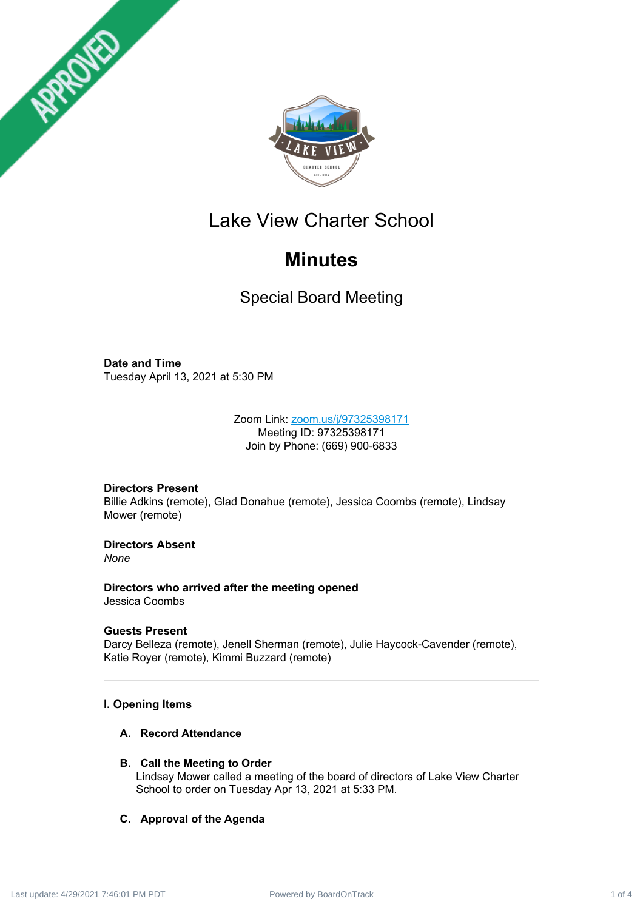# Lake View Charter School

## Minutes

### Special Board Meeting

**Date and Time**
Tuesday April 13, 2021 at 5:30 PM

Zoom Link: zoom.us/j/97325398171
Meeting ID: 97325398171
Join by Phone: (669) 900-6833

**Directors Present**
Billie Adkins (remote), Glad Donahue (remote), Jessica Coombs (remote), Lindsay Mower (remote)

**Directors Absent**
*None*

**Directors who arrived after the meeting opened**
Jessica Coombs

**Guests Present**
Darcy Belleza (remote), Jenell Sherman (remote), Julie Haycock-Cavender (remote), Katie Royer (remote), Kimmi Buzzard (remote)

**I. Opening Items**

**A. Record Attendance**

**B. Call the Meeting to Order**
Lindsay Mower called a meeting of the board of directors of Lake View Charter School to order on Tuesday Apr 13, 2021 at 5:33 PM.

**C. Approval of the Agenda**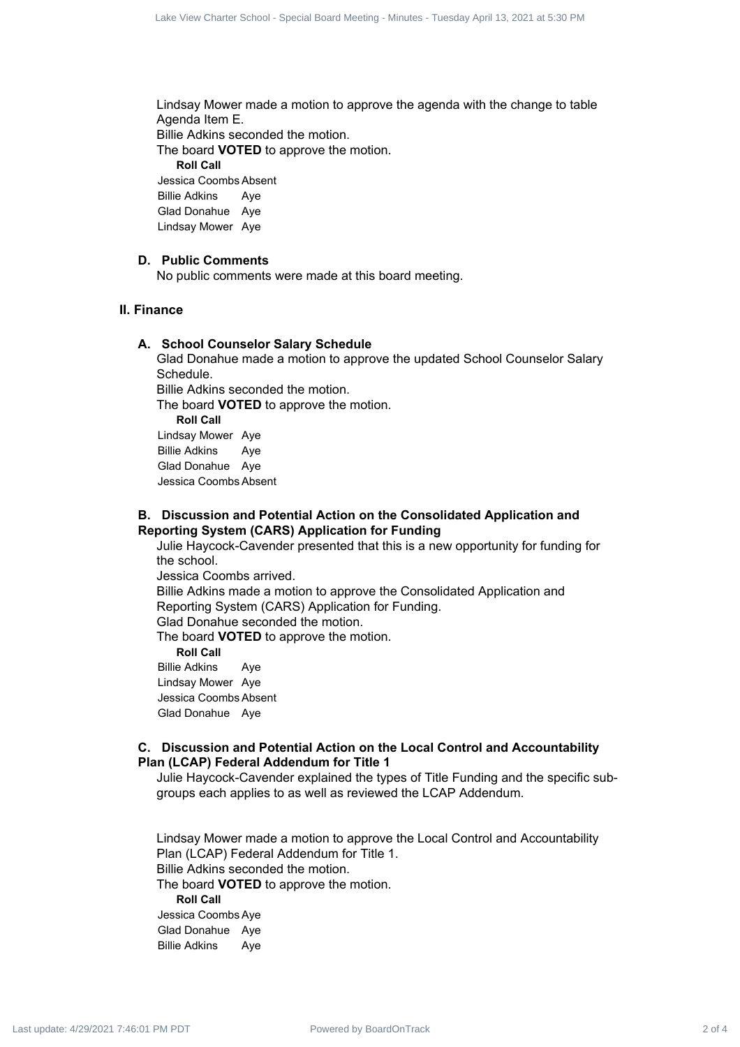Lindsay Mower made a motion to approve the agenda with the change to table Agenda Item E.
Billie Adkins seconded the motion.
The board **VOTED** to approve the motion.

**Roll Call**

| | |
|---|---|
| Jessica Coombs | Absent |
| Billie Adkins | Aye |
| Glad Donahue | Aye |
| Lindsay Mower | Aye |

### D. Public Comments

No public comments were made at this board meeting.

## II. Finance

### A. School Counselor Salary Schedule

Glad Donahue made a motion to approve the updated School Counselor Salary Schedule.
Billie Adkins seconded the motion.
The board **VOTED** to approve the motion.

**Roll Call**

| | |
|---|---|
| Lindsay Mower | Aye |
| Billie Adkins | Aye |
| Glad Donahue | Aye |
| Jessica Coombs | Absent |

### B. Discussion and Potential Action on the Consolidated Application and Reporting System (CARS) Application for Funding

Julie Haycock-Cavender presented that this is a new opportunity for funding for the school.
Jessica Coombs arrived.
Billie Adkins made a motion to approve the Consolidated Application and Reporting System (CARS) Application for Funding.
Glad Donahue seconded the motion.
The board **VOTED** to approve the motion.

**Roll Call**

| | |
|---|---|
| Billie Adkins | Aye |
| Lindsay Mower | Aye |
| Jessica Coombs | Absent |
| Glad Donahue | Aye |

### C. Discussion and Potential Action on the Local Control and Accountability Plan (LCAP) Federal Addendum for Title 1

Julie Haycock-Cavender explained the types of Title Funding and the specific sub-groups each applies to as well as reviewed the LCAP Addendum.

Lindsay Mower made a motion to approve the Local Control and Accountability Plan (LCAP) Federal Addendum for Title 1.
Billie Adkins seconded the motion.
The board **VOTED** to approve the motion.

**Roll Call**

| | |
|---|---|
| Jessica Coombs | Aye |
| Glad Donahue | Aye |
| Billie Adkins | Aye |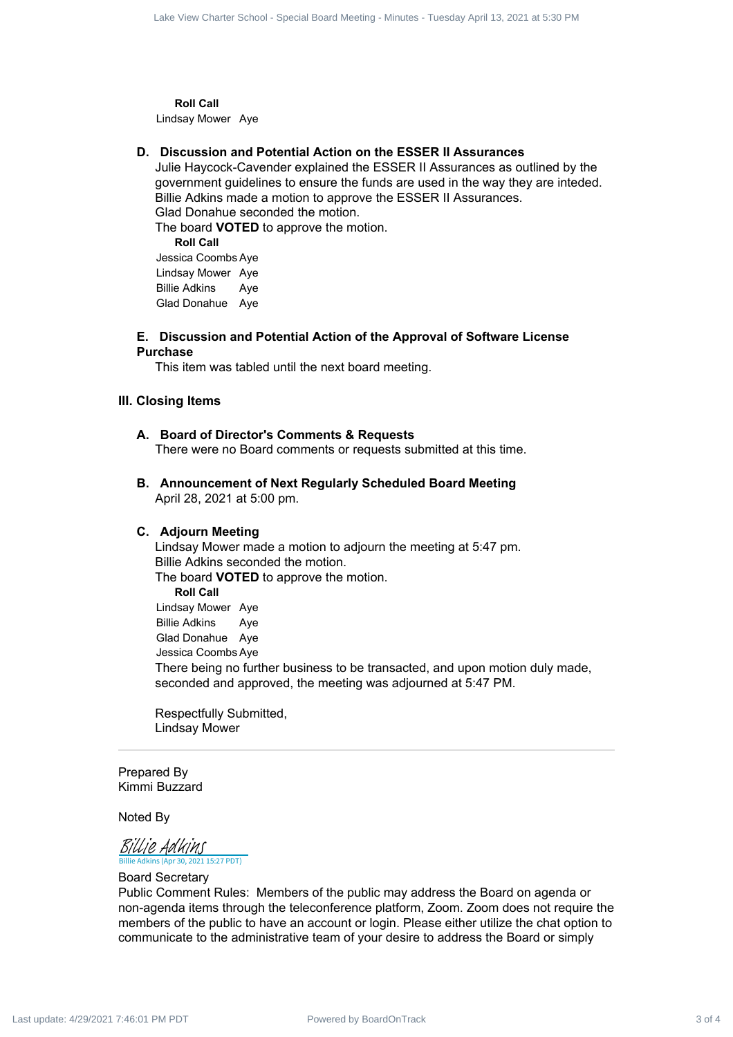**Roll Call**

Lindsay Mower Aye

### D. Discussion and Potential Action on the ESSER II Assurances

Julie Haycock-Cavender explained the ESSER II Assurances as outlined by the government guidelines to ensure the funds are used in the way they are inteded. Billie Adkins made a motion to approve the ESSER II Assurances.

Glad Donahue seconded the motion.

The board **VOTED** to approve the motion.

**Roll Call**

Jessica Coombs Aye
Lindsay Mower Aye
Billie Adkins Aye
Glad Donahue Aye

### E. Discussion and Potential Action of the Approval of Software License Purchase

This item was tabled until the next board meeting.

## III. Closing Items

### A. Board of Director's Comments & Requests

There were no Board comments or requests submitted at this time.

### B. Announcement of Next Regularly Scheduled Board Meeting

April 28, 2021 at 5:00 pm.

### C. Adjourn Meeting

Lindsay Mower made a motion to adjourn the meeting at 5:47 pm.

Billie Adkins seconded the motion.

The board **VOTED** to approve the motion.

**Roll Call**

Lindsay Mower Aye
Billie Adkins Aye
Glad Donahue Aye
Jessica Coombs Aye

There being no further business to be transacted, and upon motion duly made, seconded and approved, the meeting was adjourned at 5:47 PM.

Respectfully Submitted,
Lindsay Mower

---

Prepared By
Kimmi Buzzard

Noted By

Billie Adkins
Billie Adkins (Apr 30, 2021 15:27 PDT)

Board Secretary

Public Comment Rules: Members of the public may address the Board on agenda or non-agenda items through the teleconference platform, Zoom. Zoom does not require the members of the public to have an account or login. Please either utilize the chat option to communicate to the administrative team of your desire to address the Board or simply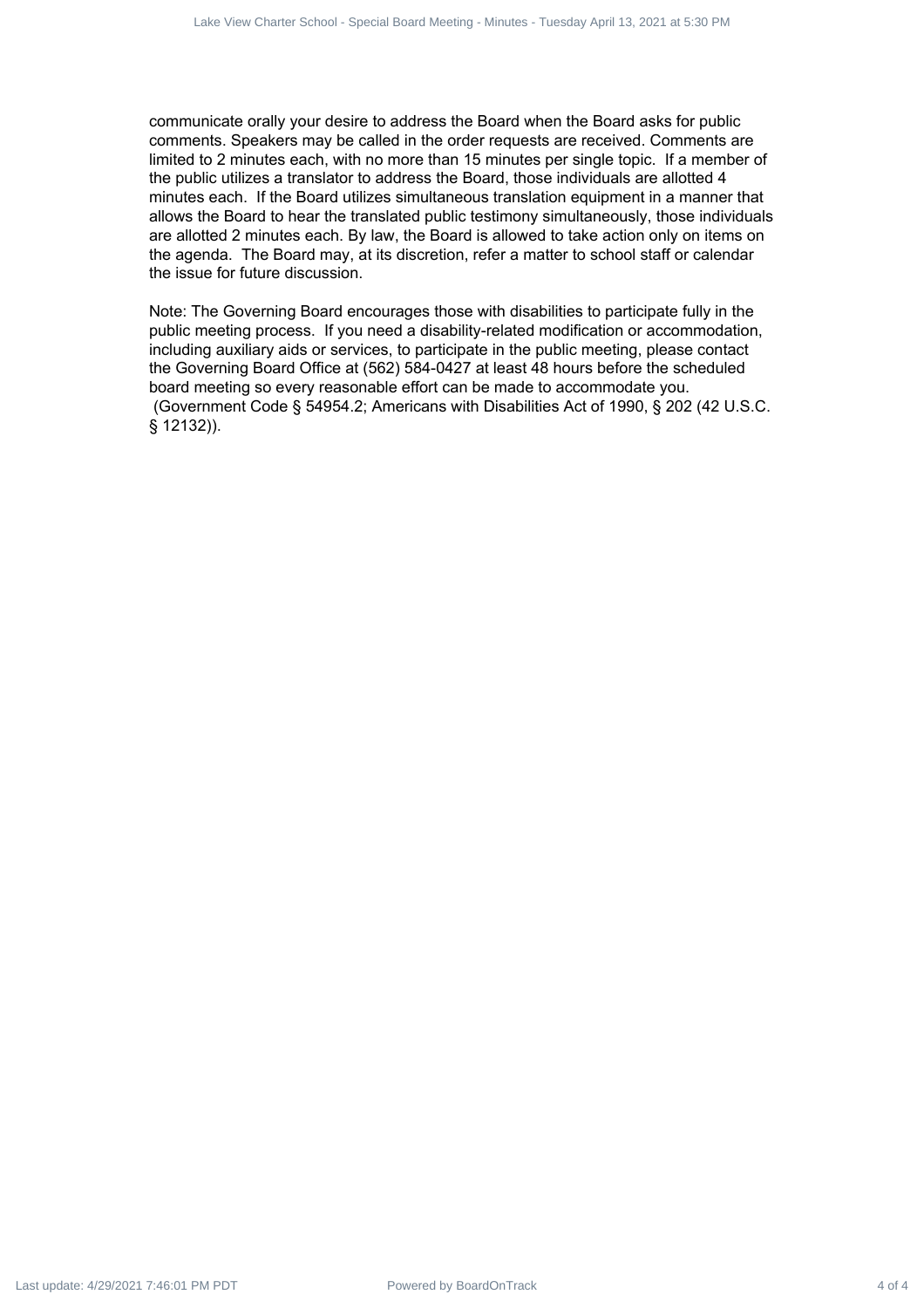communicate orally your desire to address the Board when the Board asks for public comments. Speakers may be called in the order requests are received. Comments are limited to 2 minutes each, with no more than 15 minutes per single topic. If a member of the public utilizes a translator to address the Board, those individuals are allotted 4 minutes each. If the Board utilizes simultaneous translation equipment in a manner that allows the Board to hear the translated public testimony simultaneously, those individuals are allotted 2 minutes each. By law, the Board is allowed to take action only on items on the agenda. The Board may, at its discretion, refer a matter to school staff or calendar the issue for future discussion.

Note: The Governing Board encourages those with disabilities to participate fully in the public meeting process. If you need a disability-related modification or accommodation, including auxiliary aids or services, to participate in the public meeting, please contact the Governing Board Office at (562) 584-0427 at least 48 hours before the scheduled board meeting so every reasonable effort can be made to accommodate you. (Government Code § 54954.2; Americans with Disabilities Act of 1990, § 202 (42 U.S.C. § 12132)).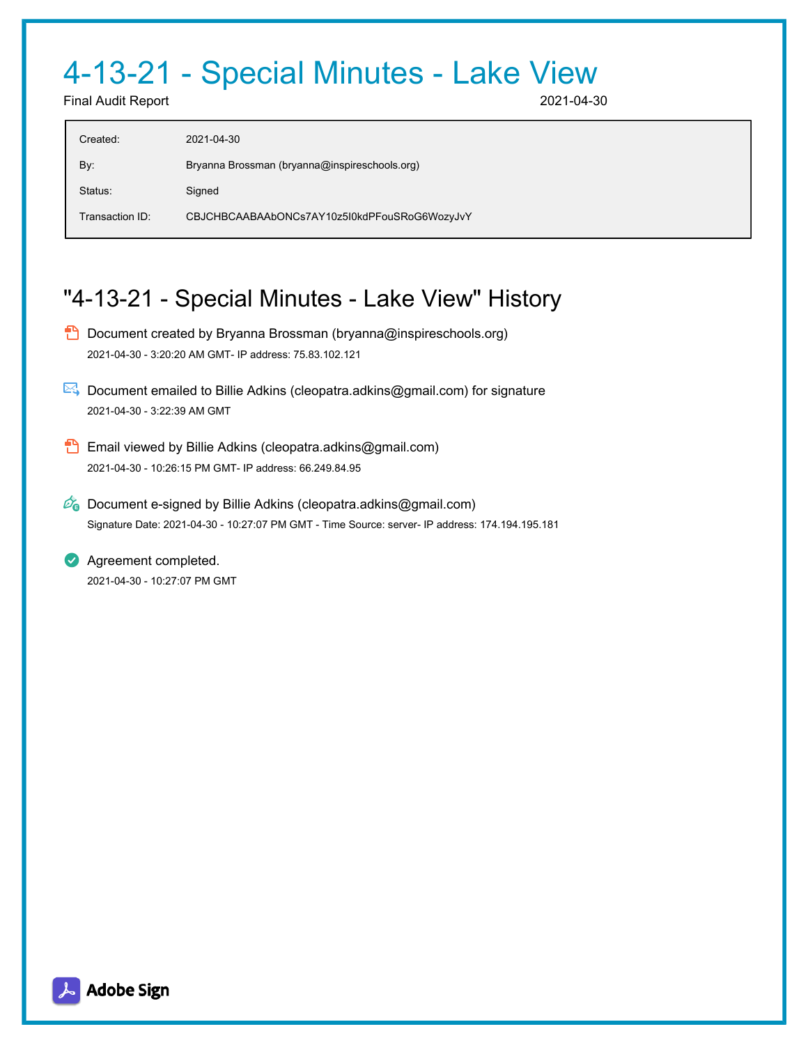# 4-13-21 - Special Minutes - Lake View

Final Audit Report 2021-04-30

| | |
|---|---|
| Created: | 2021-04-30 |
| By: | Bryanna Brossman (bryanna@inspireschools.org) |
| Status: | Signed |
| Transaction ID: | CBJCHBCAABAAbONCs7AY10z5I0kdPFouSRoG6WozyJvY |

## "4-13-21 - Special Minutes - Lake View" History

- Document created by Bryanna Brossman (bryanna@inspireschools.org)
  2021-04-30 - 3:20:20 AM GMT- IP address: 75.83.102.121

- Document emailed to Billie Adkins (cleopatra.adkins@gmail.com) for signature
  2021-04-30 - 3:22:39 AM GMT

- Email viewed by Billie Adkins (cleopatra.adkins@gmail.com)
  2021-04-30 - 10:26:15 PM GMT- IP address: 66.249.84.95

- Document e-signed by Billie Adkins (cleopatra.adkins@gmail.com)
  Signature Date: 2021-04-30 - 10:27:07 PM GMT - Time Source: server- IP address: 174.194.195.181

- Agreement completed.
  2021-04-30 - 10:27:07 PM GMT

Adobe Sign